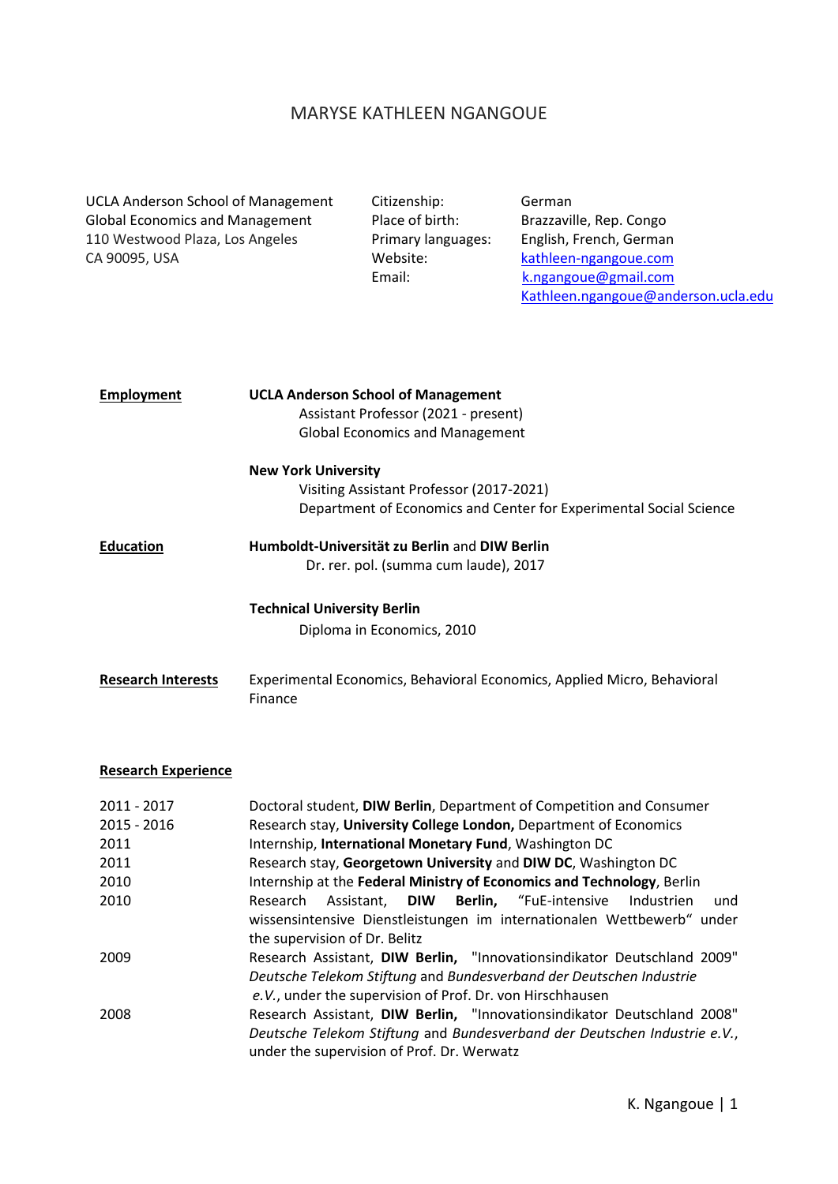# MARYSE KATHLEEN NGANGOUE

UCLA Anderson School of Management
Global Economics and Management
110 Westwood Plaza, Los Angeles
CA 90095, USA

Citizenship: German
Place of birth: Brazzaville, Rep. Congo
Primary languages: English, French, German
Website: kathleen-ngangoue.com
Email: k.ngangoue@gmail.com
Kathleen.ngangoue@anderson.ucla.edu

## Employment

**UCLA Anderson School of Management**
Assistant Professor (2021 - present)
Global Economics and Management

**New York University**
Visiting Assistant Professor (2017-2021)
Department of Economics and Center for Experimental Social Science

## Education

**Humboldt-Universität zu Berlin** and **DIW Berlin**
Dr. rer. pol. (summa cum laude), 2017

**Technical University Berlin**
Diploma in Economics, 2010

## Research Interests

Experimental Economics, Behavioral Economics, Applied Micro, Behavioral Finance

## Research Experience

| | |
|---|---|
| 2011 - 2017 | Doctoral student, **DIW Berlin**, Department of Competition and Consumer |
| 2015 - 2016 | Research stay, **University College London,** Department of Economics |
| 2011 | Internship, **International Monetary Fund**, Washington DC |
| 2011 | Research stay, **Georgetown University** and **DIW DC**, Washington DC |
| 2010 | Internship at the **Federal Ministry of Economics and Technology**, Berlin |
| 2010 | Research Assistant, **DIW Berlin,** "FuE-intensive Industrien und wissensintensive Dienstleistungen im internationalen Wettbewerb" under the supervision of Dr. Belitz |
| 2009 | Research Assistant, **DIW Berlin,** "Innovationsindikator Deutschland 2009" *Deutsche Telekom Stiftung* and *Bundesverband der Deutschen Industrie e.V.*, under the supervision of Prof. Dr. von Hirschhausen |
| 2008 | Research Assistant, **DIW Berlin,** "Innovationsindikator Deutschland 2008" *Deutsche Telekom Stiftung* and *Bundesverband der Deutschen Industrie e.V.*, under the supervision of Prof. Dr. Werwatz |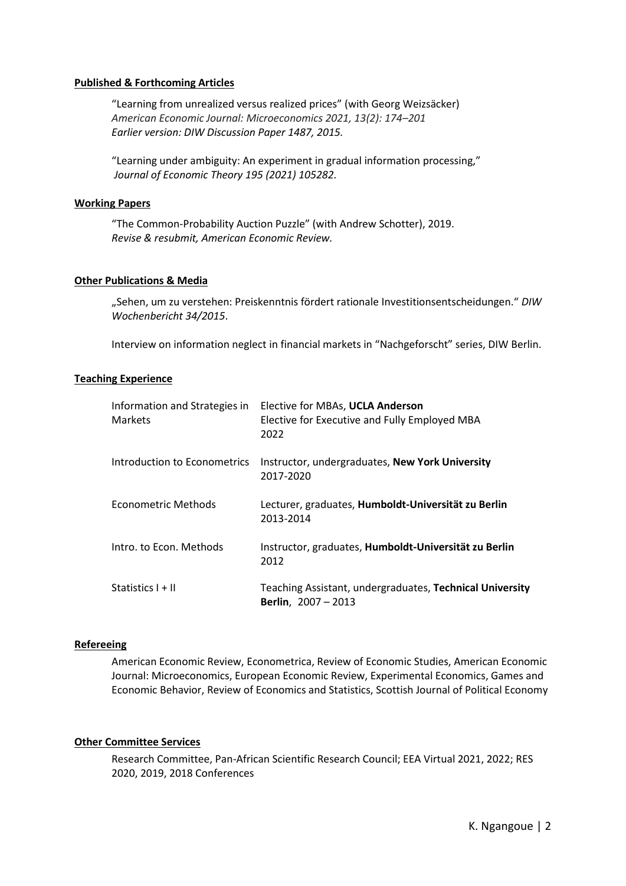## Published & Forthcoming Articles

"Learning from unrealized versus realized prices" (with Georg Weizsäcker)
*American Economic Journal: Microeconomics 2021, 13(2): 174–201*
*Earlier version: DIW Discussion Paper 1487, 2015.*

"Learning under ambiguity: An experiment in gradual information processing,"
*Journal of Economic Theory 195 (2021) 105282.*

## Working Papers

"The Common-Probability Auction Puzzle" (with Andrew Schotter), 2019.
*Revise & resubmit, American Economic Review.*

## Other Publications & Media

„Sehen, um zu verstehen: Preiskenntnis fördert rationale Investitionsentscheidungen." *DIW Wochenbericht 34/2015*.

Interview on information neglect in financial markets in "Nachgeforscht" series, DIW Berlin.

## Teaching Experience

| | |
|---|---|
| Information and Strategies in Markets | Elective for MBAs, **UCLA Anderson**<br>Elective for Executive and Fully Employed MBA<br>2022 |
| Introduction to Econometrics | Instructor, undergraduates, **New York University**<br>2017-2020 |
| Econometric Methods | Lecturer, graduates, **Humboldt-Universität zu Berlin**<br>2013-2014 |
| Intro. to Econ. Methods | Instructor, graduates, **Humboldt-Universität zu Berlin**<br>2012 |
| Statistics I + II | Teaching Assistant, undergraduates, **Technical University Berlin**, 2007 – 2013 |

## Refereeing

American Economic Review, Econometrica, Review of Economic Studies, American Economic Journal: Microeconomics, European Economic Review, Experimental Economics, Games and Economic Behavior, Review of Economics and Statistics, Scottish Journal of Political Economy

## Other Committee Services

Research Committee, Pan-African Scientific Research Council; EEA Virtual 2021, 2022; RES 2020, 2019, 2018 Conferences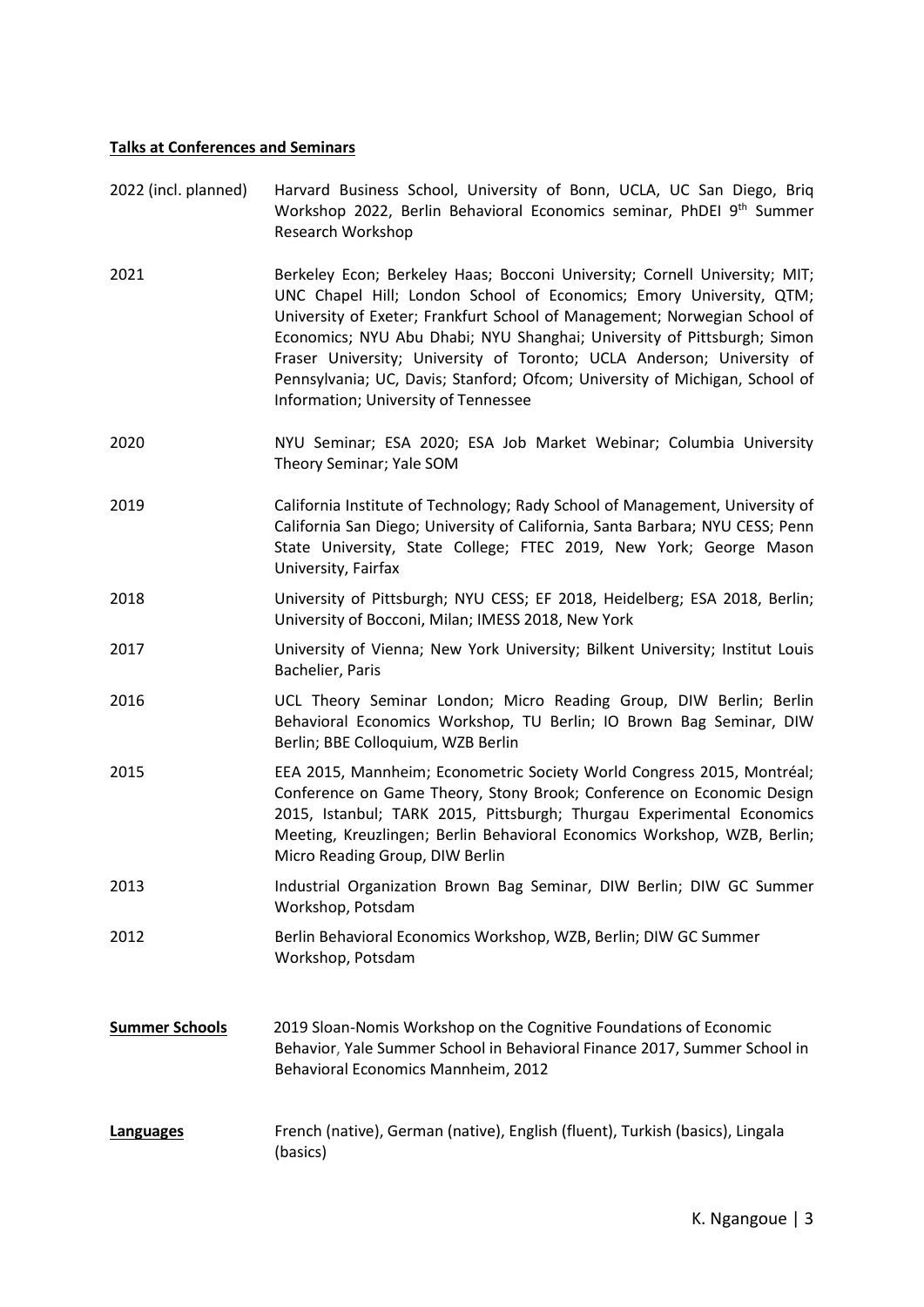**Talks at Conferences and Seminars**

| | |
|---|---|
| 2022 (incl. planned) | Harvard Business School, University of Bonn, UCLA, UC San Diego, Briq Workshop 2022, Berlin Behavioral Economics seminar, PhDEI 9th Summer Research Workshop |
| 2021 | Berkeley Econ; Berkeley Haas; Bocconi University; Cornell University; MIT; UNC Chapel Hill; London School of Economics; Emory University, QTM; University of Exeter; Frankfurt School of Management; Norwegian School of Economics; NYU Abu Dhabi; NYU Shanghai; University of Pittsburgh; Simon Fraser University; University of Toronto; UCLA Anderson; University of Pennsylvania; UC, Davis; Stanford; Ofcom; University of Michigan, School of Information; University of Tennessee |
| 2020 | NYU Seminar; ESA 2020; ESA Job Market Webinar; Columbia University Theory Seminar; Yale SOM |
| 2019 | California Institute of Technology; Rady School of Management, University of California San Diego; University of California, Santa Barbara; NYU CESS; Penn State University, State College; FTEC 2019, New York; George Mason University, Fairfax |
| 2018 | University of Pittsburgh; NYU CESS; EF 2018, Heidelberg; ESA 2018, Berlin; University of Bocconi, Milan; IMESS 2018, New York |
| 2017 | University of Vienna; New York University; Bilkent University; Institut Louis Bachelier, Paris |
| 2016 | UCL Theory Seminar London; Micro Reading Group, DIW Berlin; Berlin Behavioral Economics Workshop, TU Berlin; IO Brown Bag Seminar, DIW Berlin; BBE Colloquium, WZB Berlin |
| 2015 | EEA 2015, Mannheim; Econometric Society World Congress 2015, Montréal; Conference on Game Theory, Stony Brook; Conference on Economic Design 2015, Istanbul; TARK 2015, Pittsburgh; Thurgau Experimental Economics Meeting, Kreuzlingen; Berlin Behavioral Economics Workshop, WZB, Berlin; Micro Reading Group, DIW Berlin |
| 2013 | Industrial Organization Brown Bag Seminar, DIW Berlin; DIW GC Summer Workshop, Potsdam |
| 2012 | Berlin Behavioral Economics Workshop, WZB, Berlin; DIW GC Summer Workshop, Potsdam |

**Summer Schools** 2019 Sloan-Nomis Workshop on the Cognitive Foundations of Economic Behavior, Yale Summer School in Behavioral Finance 2017, Summer School in Behavioral Economics Mannheim, 2012

**Languages** French (native), German (native), English (fluent), Turkish (basics), Lingala (basics)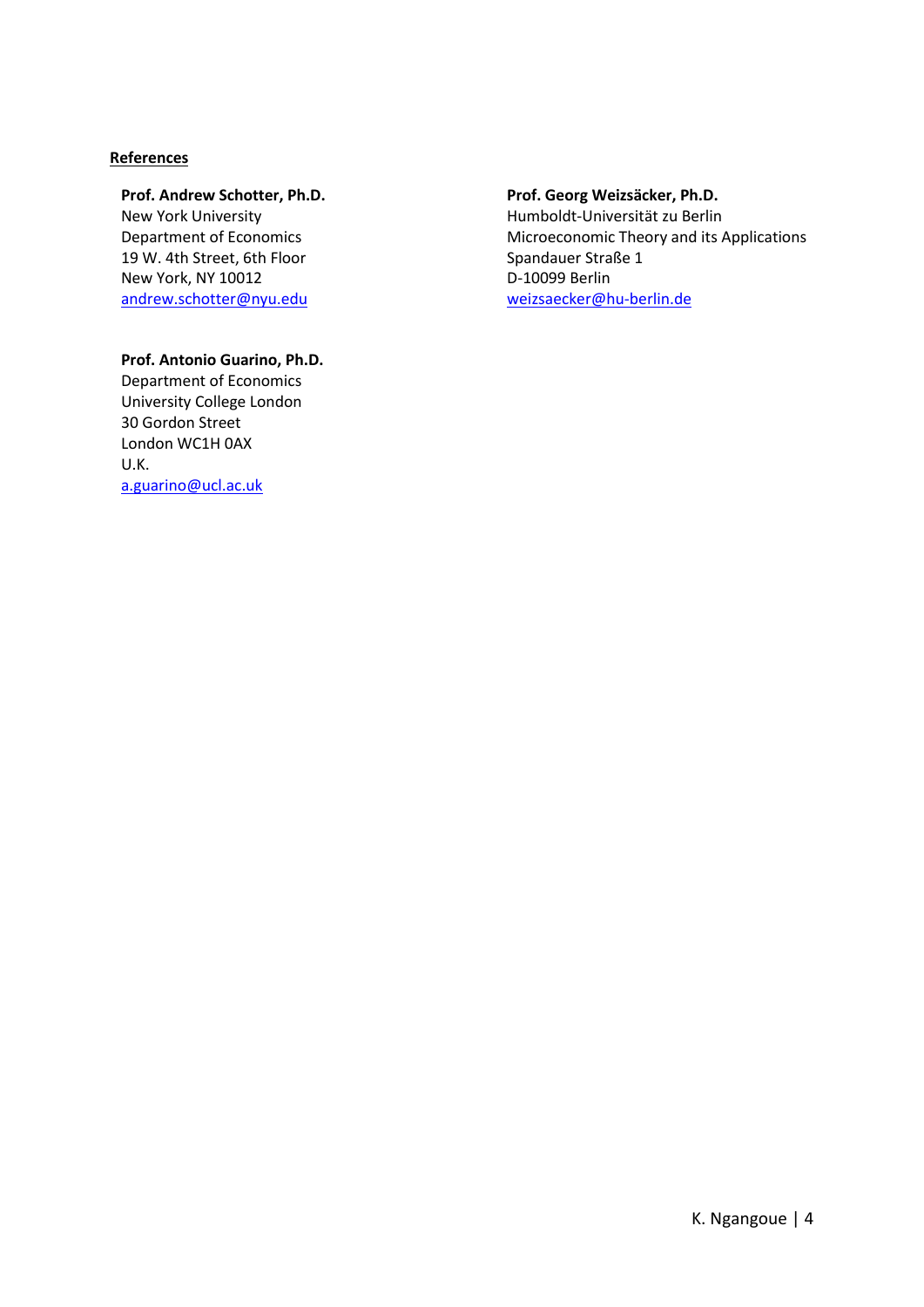## References

**Prof. Andrew Schotter, Ph.D.**
New York University
Department of Economics
19 W. 4th Street, 6th Floor
New York, NY 10012
andrew.schotter@nyu.edu

**Prof. Antonio Guarino, Ph.D.**
Department of Economics
University College London
30 Gordon Street
London WC1H 0AX
U.K.
a.guarino@ucl.ac.uk

**Prof. Georg Weizsäcker, Ph.D.**
Humboldt-Universität zu Berlin
Microeconomic Theory and its Applications
Spandauer Straße 1
D-10099 Berlin
weizsaecker@hu-berlin.de